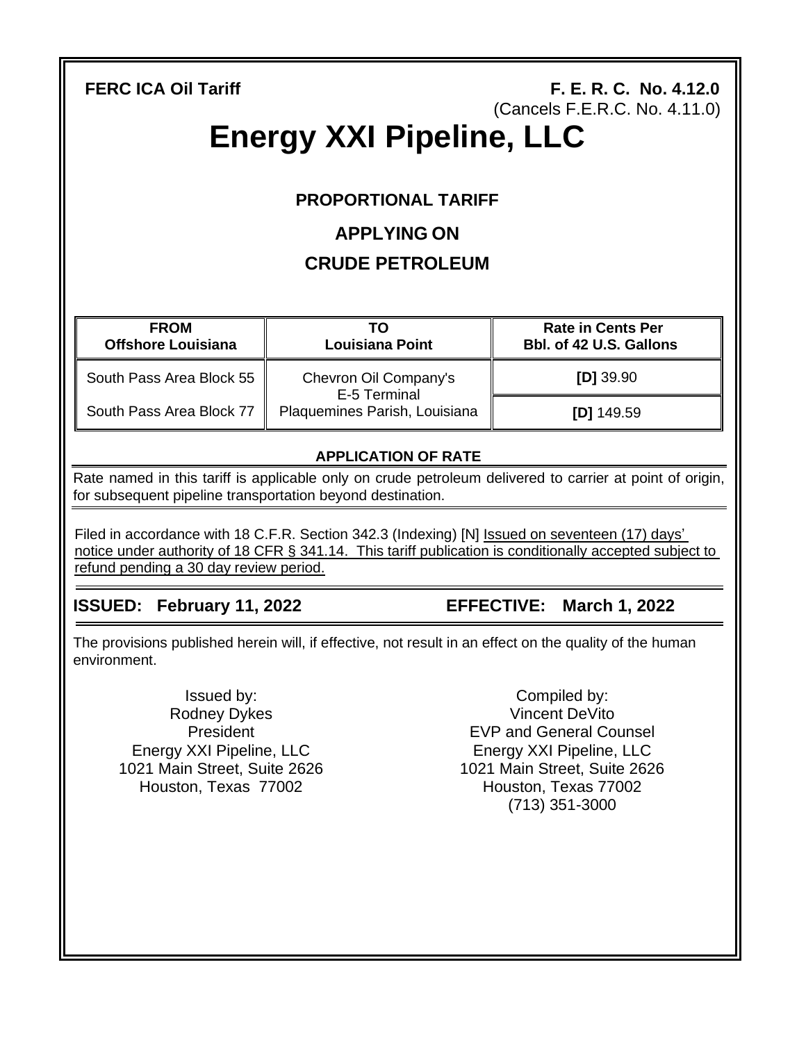**FERC ICA Oil Tariff**

**F. E. R. C. No. 4.12.0**
(Cancels F.E.R.C. No. 4.11.0)

# Energy XXI Pipeline, LLC

**PROPORTIONAL TARIFF**

**APPLYING ON**

**CRUDE PETROLEUM**

| FROM Offshore Louisiana | TO Louisiana Point | Rate in Cents Per Bbl. of 42 U.S. Gallons |
|---|---|---|
| South Pass Area Block 55 | Chevron Oil Company's E-5 Terminal Plaquemines Parish, Louisiana | **[D]** 39.90 |
| South Pass Area Block 77 | | **[D]** 149.59 |

**APPLICATION OF RATE**

Rate named in this tariff is applicable only on crude petroleum delivered to carrier at point of origin, for subsequent pipeline transportation beyond destination.

Filed in accordance with 18 C.F.R. Section 342.3 (Indexing) [N] Issued on seventeen (17) days' notice under authority of 18 CFR § 341.14. This tariff publication is conditionally accepted subject to refund pending a 30 day review period.

**ISSUED: February 11, 2022** **EFFECTIVE: March 1, 2022**

The provisions published herein will, if effective, not result in an effect on the quality of the human environment.

Issued by:
Rodney Dykes
President
Energy XXI Pipeline, LLC
1021 Main Street, Suite 2626
Houston, Texas 77002

Compiled by:
Vincent DeVito
EVP and General Counsel
Energy XXI Pipeline, LLC
1021 Main Street, Suite 2626
Houston, Texas 77002
(713) 351-3000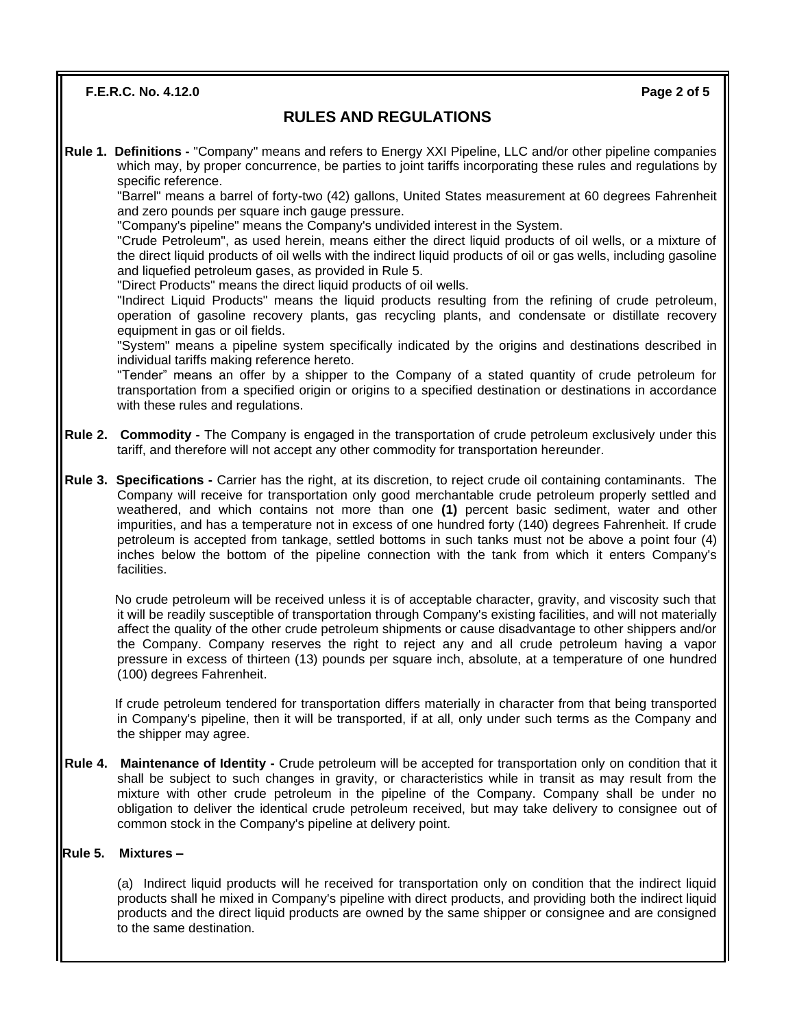# RULES AND REGULATIONS

**Rule 1. Definitions -** "Company" means and refers to Energy XXI Pipeline, LLC and/or other pipeline companies which may, by proper concurrence, be parties to joint tariffs incorporating these rules and regulations by specific reference.

"Barrel" means a barrel of forty-two (42) gallons, United States measurement at 60 degrees Fahrenheit and zero pounds per square inch gauge pressure.

"Company's pipeline" means the Company's undivided interest in the System.

"Crude Petroleum", as used herein, means either the direct liquid products of oil wells, or a mixture of the direct liquid products of oil wells with the indirect liquid products of oil or gas wells, including gasoline and liquefied petroleum gases, as provided in Rule 5.

"Direct Products" means the direct liquid products of oil wells.

"Indirect Liquid Products" means the liquid products resulting from the refining of crude petroleum, operation of gasoline recovery plants, gas recycling plants, and condensate or distillate recovery equipment in gas or oil fields.

"System" means a pipeline system specifically indicated by the origins and destinations described in individual tariffs making reference hereto.

"Tender" means an offer by a shipper to the Company of a stated quantity of crude petroleum for transportation from a specified origin or origins to a specified destination or destinations in accordance with these rules and regulations.

**Rule 2. Commodity -** The Company is engaged in the transportation of crude petroleum exclusively under this tariff, and therefore will not accept any other commodity for transportation hereunder.

**Rule 3. Specifications -** Carrier has the right, at its discretion, to reject crude oil containing contaminants. The Company will receive for transportation only good merchantable crude petroleum properly settled and weathered, and which contains not more than one **(1)** percent basic sediment, water and other impurities, and has a temperature not in excess of one hundred forty (140) degrees Fahrenheit. If crude petroleum is accepted from tankage, settled bottoms in such tanks must not be above a point four (4) inches below the bottom of the pipeline connection with the tank from which it enters Company's facilities.

No crude petroleum will be received unless it is of acceptable character, gravity, and viscosity such that it will be readily susceptible of transportation through Company's existing facilities, and will not materially affect the quality of the other crude petroleum shipments or cause disadvantage to other shippers and/or the Company. Company reserves the right to reject any and all crude petroleum having a vapor pressure in excess of thirteen (13) pounds per square inch, absolute, at a temperature of one hundred (100) degrees Fahrenheit.

If crude petroleum tendered for transportation differs materially in character from that being transported in Company's pipeline, then it will be transported, if at all, only under such terms as the Company and the shipper may agree.

**Rule 4. Maintenance of Identity -** Crude petroleum will be accepted for transportation only on condition that it shall be subject to such changes in gravity, or characteristics while in transit as may result from the mixture with other crude petroleum in the pipeline of the Company. Company shall be under no obligation to deliver the identical crude petroleum received, but may take delivery to consignee out of common stock in the Company's pipeline at delivery point.

**Rule 5. Mixtures –**

(a) Indirect liquid products will he received for transportation only on condition that the indirect liquid products shall he mixed in Company's pipeline with direct products, and providing both the indirect liquid products and the direct liquid products are owned by the same shipper or consignee and are consigned to the same destination.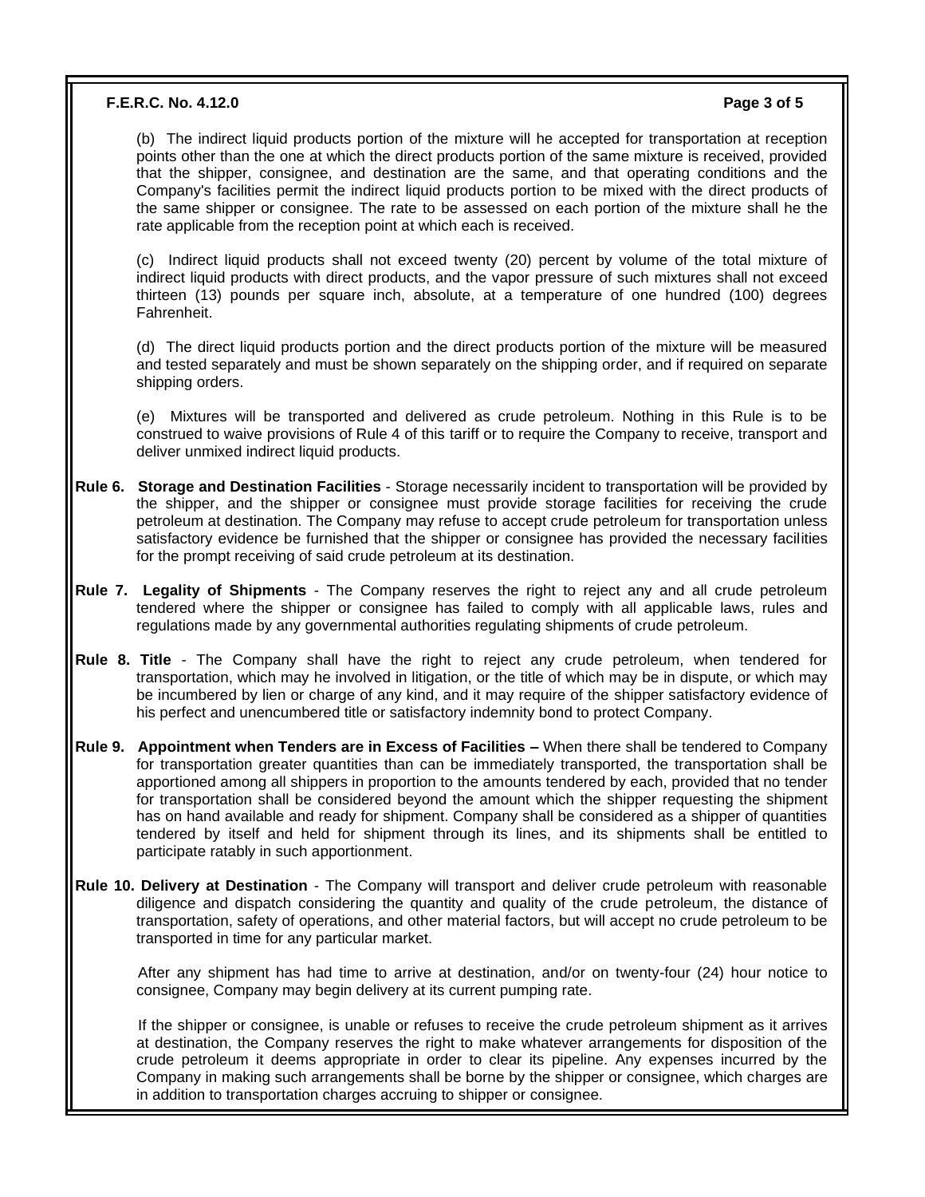(b) The indirect liquid products portion of the mixture will he accepted for transportation at reception points other than the one at which the direct products portion of the same mixture is received, provided that the shipper, consignee, and destination are the same, and that operating conditions and the Company's facilities permit the indirect liquid products portion to be mixed with the direct products of the same shipper or consignee. The rate to be assessed on each portion of the mixture shall he the rate applicable from the reception point at which each is received.

(c) Indirect liquid products shall not exceed twenty (20) percent by volume of the total mixture of indirect liquid products with direct products, and the vapor pressure of such mixtures shall not exceed thirteen (13) pounds per square inch, absolute, at a temperature of one hundred (100) degrees Fahrenheit.

(d) The direct liquid products portion and the direct products portion of the mixture will be measured and tested separately and must be shown separately on the shipping order, and if required on separate shipping orders.

(e) Mixtures will be transported and delivered as crude petroleum. Nothing in this Rule is to be construed to waive provisions of Rule 4 of this tariff or to require the Company to receive, transport and deliver unmixed indirect liquid products.

**Rule 6. Storage and Destination Facilities** - Storage necessarily incident to transportation will be provided by the shipper, and the shipper or consignee must provide storage facilities for receiving the crude petroleum at destination. The Company may refuse to accept crude petroleum for transportation unless satisfactory evidence be furnished that the shipper or consignee has provided the necessary facilities for the prompt receiving of said crude petroleum at its destination.

**Rule 7. Legality of Shipments** - The Company reserves the right to reject any and all crude petroleum tendered where the shipper or consignee has failed to comply with all applicable laws, rules and regulations made by any governmental authorities regulating shipments of crude petroleum.

**Rule 8. Title** - The Company shall have the right to reject any crude petroleum, when tendered for transportation, which may he involved in litigation, or the title of which may be in dispute, or which may be incumbered by lien or charge of any kind, and it may require of the shipper satisfactory evidence of his perfect and unencumbered title or satisfactory indemnity bond to protect Company.

**Rule 9. Appointment when Tenders are in Excess of Facilities –** When there shall be tendered to Company for transportation greater quantities than can be immediately transported, the transportation shall be apportioned among all shippers in proportion to the amounts tendered by each, provided that no tender for transportation shall be considered beyond the amount which the shipper requesting the shipment has on hand available and ready for shipment. Company shall be considered as a shipper of quantities tendered by itself and held for shipment through its lines, and its shipments shall be entitled to participate ratably in such apportionment.

**Rule 10. Delivery at Destination** - The Company will transport and deliver crude petroleum with reasonable diligence and dispatch considering the quantity and quality of the crude petroleum, the distance of transportation, safety of operations, and other material factors, but will accept no crude petroleum to be transported in time for any particular market.

After any shipment has had time to arrive at destination, and/or on twenty-four (24) hour notice to consignee, Company may begin delivery at its current pumping rate.

If the shipper or consignee, is unable or refuses to receive the crude petroleum shipment as it arrives at destination, the Company reserves the right to make whatever arrangements for disposition of the crude petroleum it deems appropriate in order to clear its pipeline. Any expenses incurred by the Company in making such arrangements shall be borne by the shipper or consignee, which charges are in addition to transportation charges accruing to shipper or consignee.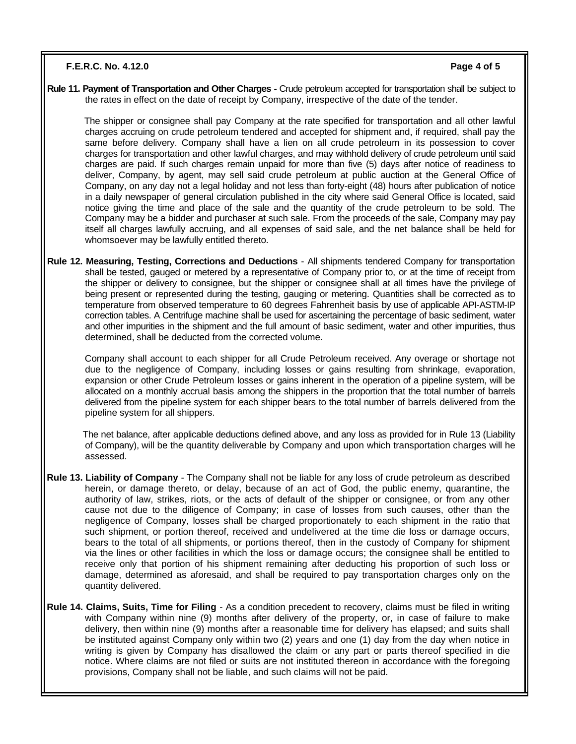**Rule 11. Payment of Transportation and Other Charges -** Crude petroleum accepted for transportation shall be subject to the rates in effect on the date of receipt by Company, irrespective of the date of the tender.

The shipper or consignee shall pay Company at the rate specified for transportation and all other lawful charges accruing on crude petroleum tendered and accepted for shipment and, if required, shall pay the same before delivery. Company shall have a lien on all crude petroleum in its possession to cover charges for transportation and other lawful charges, and may withhold delivery of crude petroleum until said charges are paid. If such charges remain unpaid for more than five (5) days after notice of readiness to deliver, Company, by agent, may sell said crude petroleum at public auction at the General Office of Company, on any day not a legal holiday and not less than forty-eight (48) hours after publication of notice in a daily newspaper of general circulation published in the city where said General Office is located, said notice giving the time and place of the sale and the quantity of the crude petroleum to be sold. The Company may be a bidder and purchaser at such sale. From the proceeds of the sale, Company may pay itself all charges lawfully accruing, and all expenses of said sale, and the net balance shall be held for whomsoever may be lawfully entitled thereto.

**Rule 12. Measuring, Testing, Corrections and Deductions** - All shipments tendered Company for transportation shall be tested, gauged or metered by a representative of Company prior to, or at the time of receipt from the shipper or delivery to consignee, but the shipper or consignee shall at all times have the privilege of being present or represented during the testing, gauging or metering. Quantities shall be corrected as to temperature from observed temperature to 60 degrees Fahrenheit basis by use of applicable API-ASTM-IP correction tables. A Centrifuge machine shall be used for ascertaining the percentage of basic sediment, water and other impurities in the shipment and the full amount of basic sediment, water and other impurities, thus determined, shall be deducted from the corrected volume.

Company shall account to each shipper for all Crude Petroleum received. Any overage or shortage not due to the negligence of Company, including losses or gains resulting from shrinkage, evaporation, expansion or other Crude Petroleum losses or gains inherent in the operation of a pipeline system, will be allocated on a monthly accrual basis among the shippers in the proportion that the total number of barrels delivered from the pipeline system for each shipper bears to the total number of barrels delivered from the pipeline system for all shippers.

The net balance, after applicable deductions defined above, and any loss as provided for in Rule 13 (Liability of Company), will be the quantity deliverable by Company and upon which transportation charges will he assessed.

**Rule 13. Liability of Company** - The Company shall not be liable for any loss of crude petroleum as described herein, or damage thereto, or delay, because of an act of God, the public enemy, quarantine, the authority of law, strikes, riots, or the acts of default of the shipper or consignee, or from any other cause not due to the diligence of Company; in case of losses from such causes, other than the negligence of Company, losses shall be charged proportionately to each shipment in the ratio that such shipment, or portion thereof, received and undelivered at the time die loss or damage occurs, bears to the total of all shipments, or portions thereof, then in the custody of Company for shipment via the lines or other facilities in which the loss or damage occurs; the consignee shall be entitled to receive only that portion of his shipment remaining after deducting his proportion of such loss or damage, determined as aforesaid, and shall be required to pay transportation charges only on the quantity delivered.

**Rule 14. Claims, Suits, Time for Filing** - As a condition precedent to recovery, claims must be filed in writing with Company within nine (9) months after delivery of the property, or, in case of failure to make delivery, then within nine (9) months after a reasonable time for delivery has elapsed; and suits shall be instituted against Company only within two (2) years and one (1) day from the day when notice in writing is given by Company has disallowed the claim or any part or parts thereof specified in die notice. Where claims are not filed or suits are not instituted thereon in accordance with the foregoing provisions, Company shall not be liable, and such claims will not be paid.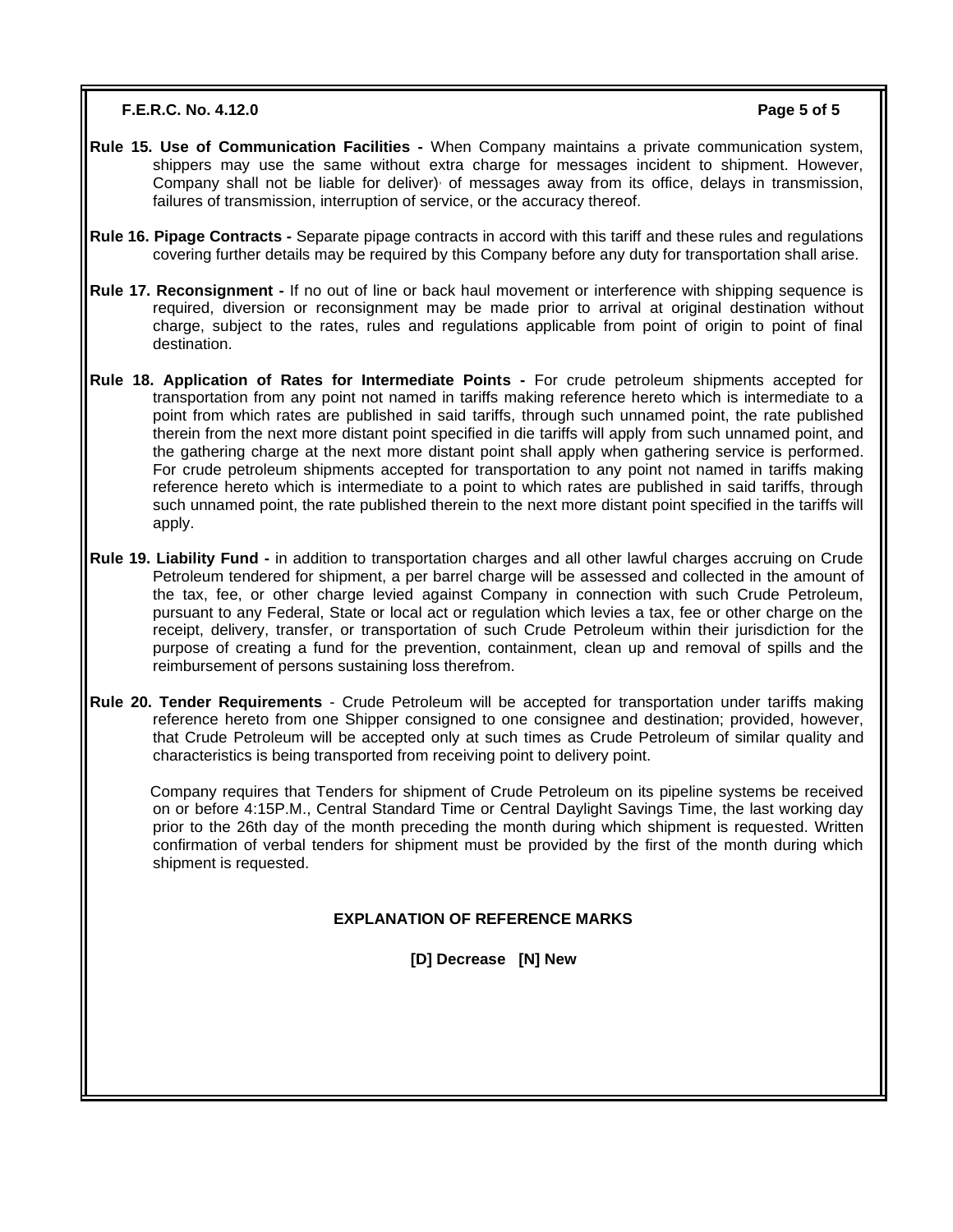**Rule 15. Use of Communication Facilities -** When Company maintains a private communication system, shippers may use the same without extra charge for messages incident to shipment. However, Company shall not be liable for deliver)ˎ of messages away from its office, delays in transmission, failures of transmission, interruption of service, or the accuracy thereof.

**Rule 16. Pipage Contracts -** Separate pipage contracts in accord with this tariff and these rules and regulations covering further details may be required by this Company before any duty for transportation shall arise.

**Rule 17. Reconsignment -** If no out of line or back haul movement or interference with shipping sequence is required, diversion or reconsignment may be made prior to arrival at original destination without charge, subject to the rates, rules and regulations applicable from point of origin to point of final destination.

**Rule 18. Application of Rates for Intermediate Points -** For crude petroleum shipments accepted for transportation from any point not named in tariffs making reference hereto which is intermediate to a point from which rates are published in said tariffs, through such unnamed point, the rate published therein from the next more distant point specified in die tariffs will apply from such unnamed point, and the gathering charge at the next more distant point shall apply when gathering service is performed. For crude petroleum shipments accepted for transportation to any point not named in tariffs making reference hereto which is intermediate to a point to which rates are published in said tariffs, through such unnamed point, the rate published therein to the next more distant point specified in the tariffs will apply.

**Rule 19. Liability Fund -** in addition to transportation charges and all other lawful charges accruing on Crude Petroleum tendered for shipment, a per barrel charge will be assessed and collected in the amount of the tax, fee, or other charge levied against Company in connection with such Crude Petroleum, pursuant to any Federal, State or local act or regulation which levies a tax, fee or other charge on the receipt, delivery, transfer, or transportation of such Crude Petroleum within their jurisdiction for the purpose of creating a fund for the prevention, containment, clean up and removal of spills and the reimbursement of persons sustaining loss therefrom.

**Rule 20. Tender Requirements** - Crude Petroleum will be accepted for transportation under tariffs making reference hereto from one Shipper consigned to one consignee and destination; provided, however, that Crude Petroleum will be accepted only at such times as Crude Petroleum of similar quality and characteristics is being transported from receiving point to delivery point.

Company requires that Tenders for shipment of Crude Petroleum on its pipeline systems be received on or before 4:15P.M., Central Standard Time or Central Daylight Savings Time, the last working day prior to the 26th day of the month preceding the month during which shipment is requested. Written confirmation of verbal tenders for shipment must be provided by the first of the month during which shipment is requested.

**EXPLANATION OF REFERENCE MARKS**

**[D] Decrease [N] New**